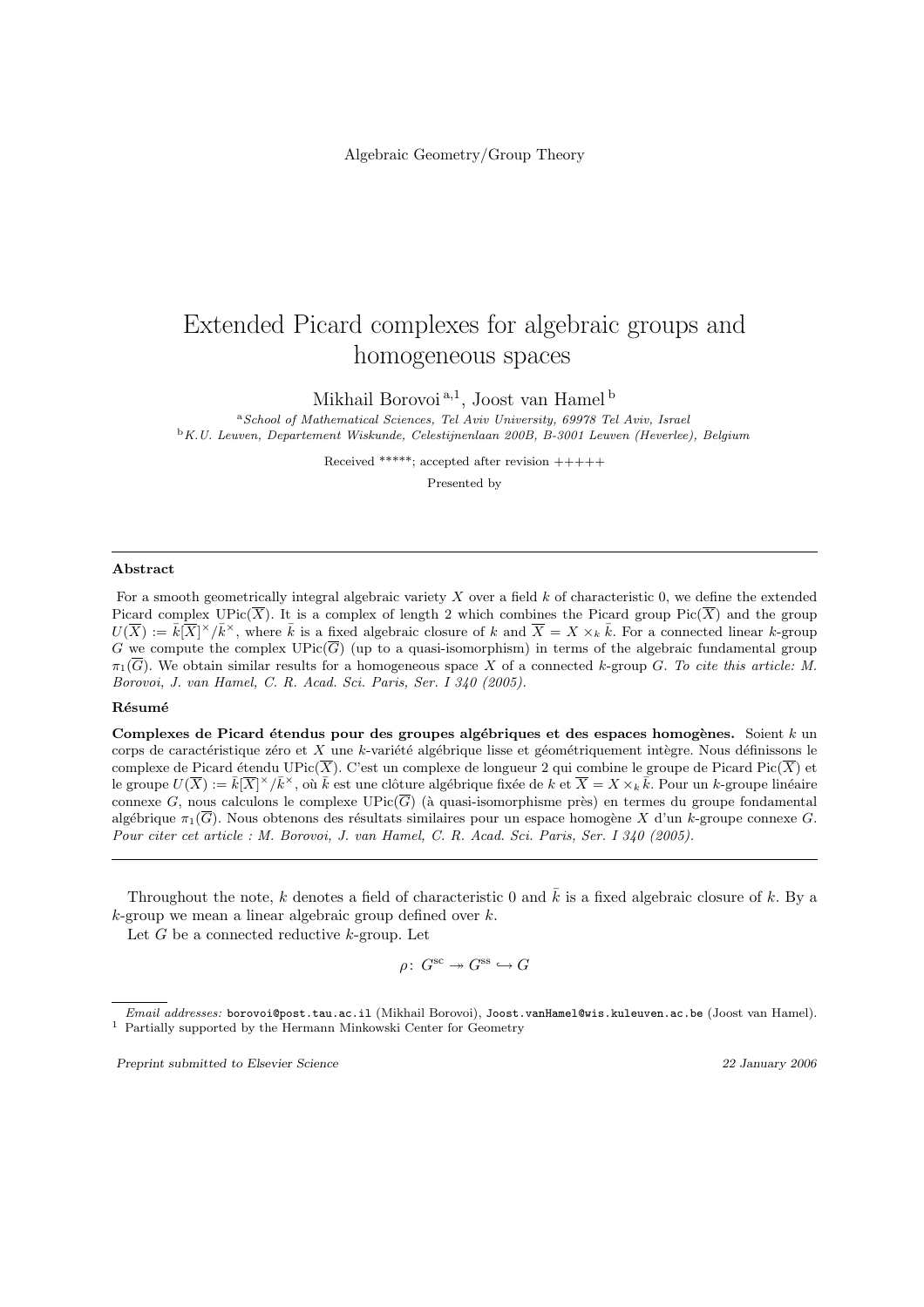Algebraic Geometry/Group Theory

# Extended Picard complexes for algebraic groups and homogeneous spaces

Mikhail Borovoi [a,1], Joost van Hamel [b]

[a] *School of Mathematical Sciences, Tel Aviv University, 69978 Tel Aviv, Israel*
[b] *K.U. Leuven, Departement Wiskunde, Celestijnenlaan 200B, B-3001 Leuven (Heverlee), Belgium*

Received \*\*\*\*\*; accepted after revision +++++

Presented by

---

#### Abstract

For a smooth geometrically integral algebraic variety $X$ over a field $k$ of characteristic 0, we define the extended Picard complex $\mathrm{UPic}(\overline{X})$. It is a complex of length 2 which combines the Picard group $\mathrm{Pic}(\overline{X})$ and the group $U(\overline{X}) := \bar{k}[\overline{X}]^\times/\bar{k}^\times$, where $\bar{k}$ is a fixed algebraic closure of $k$ and $\overline{X} = X \times_k \bar{k}$. For a connected linear $k$-group $G$ we compute the complex $\mathrm{UPic}(\overline{G})$ (up to a quasi-isomorphism) in terms of the algebraic fundamental group $\pi_1(\overline{G})$. We obtain similar results for a homogeneous space $X$ of a connected $k$-group $G$. *To cite this article: M. Borovoi, J. van Hamel, C. R. Acad. Sci. Paris, Ser. I 340 (2005).*

#### Résumé

**Complexes de Picard étendus pour des groupes algébriques et des espaces homogènes.** Soient $k$ un corps de caractéristique zéro et $X$ une $k$-variété algébrique lisse et géométriquement intègre. Nous définissons le complexe de Picard étendu $\mathrm{UPic}(\overline{X})$. C'est un complexe de longueur 2 qui combine le groupe de Picard $\mathrm{Pic}(\overline{X})$ et le groupe $U(\overline{X}) := \bar{k}[\overline{X}]^\times/\bar{k}^\times$, où $\bar{k}$ est une clôture algébrique fixée de $k$ et $\overline{X} = X \times_k \bar{k}$. Pour un $k$-groupe linéaire connexe $G$, nous calculons le complexe $\mathrm{UPic}(\overline{G})$ (à quasi-isomorphisme près) en termes du groupe fondamental algébrique $\pi_1(\overline{G})$. Nous obtenons des résultats similaires pour un espace homogène $X$ d'un $k$-groupe connexe $G$. *Pour citer cet article : M. Borovoi, J. van Hamel, C. R. Acad. Sci. Paris, Ser. I 340 (2005).*

---

Throughout the note, $k$ denotes a field of characteristic 0 and $\bar{k}$ is a fixed algebraic closure of $k$. By a $k$-group we mean a linear algebraic group defined over $k$.

Let $G$ be a connected reductive $k$-group. Let

$$\rho\colon\ G^{\mathrm{sc}} \twoheadrightarrow G^{\mathrm{ss}} \hookrightarrow G$$

---

*Email addresses:* borovoi@post.tau.ac.il (Mikhail Borovoi), Joost.vanHamel@wis.kuleuven.ac.be (Joost van Hamel).
[1] Partially supported by the Hermann Minkowski Center for Geometry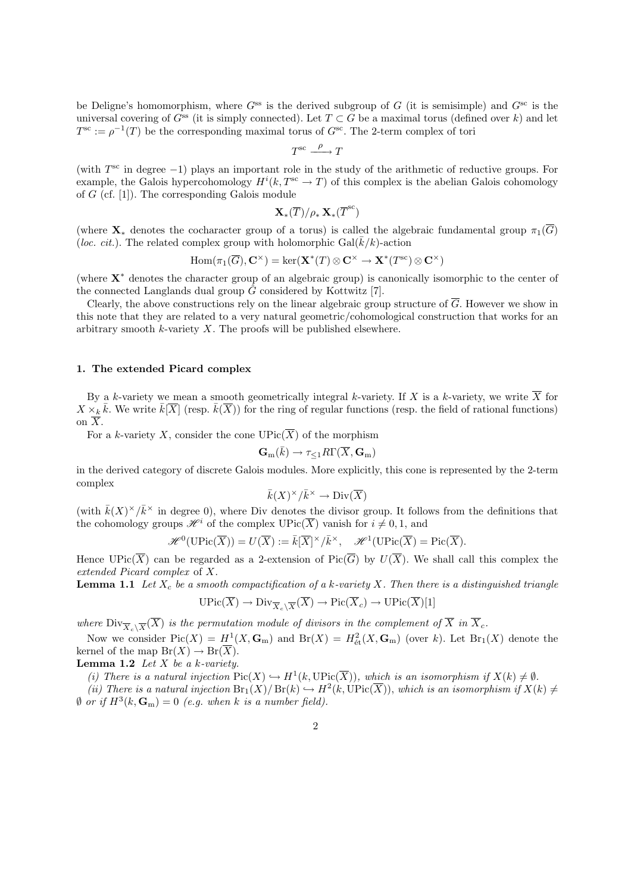be Deligne's homomorphism, where $G^{\rm ss}$ is the derived subgroup of $G$ (it is semisimple) and $G^{\rm sc}$ is the universal covering of $G^{\rm ss}$ (it is simply connected). Let $T \subset G$ be a maximal torus (defined over $k$) and let $T^{\rm sc} := \rho^{-1}(T)$ be the corresponding maximal torus of $G^{\rm sc}$. The 2-term complex of tori

$$T^{\rm sc} \xrightarrow{\rho} T$$

(with $T^{\rm sc}$ in degree $-1$) plays an important role in the study of the arithmetic of reductive groups. For example, the Galois hypercohomology $H^i(k, T^{\rm sc} \to T)$ of this complex is the abelian Galois cohomology of $G$ (cf. [1]). The corresponding Galois module

$$\mathbf{X}_*(\overline{T})/\rho_*\,\mathbf{X}_*(\overline{T}^{\rm sc})$$

(where $\mathbf{X}_*$ denotes the cocharacter group of a torus) is called the algebraic fundamental group $\pi_1(\overline{G})$ (*loc. cit.*). The related complex group with holomorphic $\mathrm{Gal}(\bar{k}/k)$-action

$$\mathrm{Hom}(\pi_1(\overline{G}), \mathbf{C}^\times) = \ker(\mathbf{X}^*(T) \otimes \mathbf{C}^\times \to \mathbf{X}^*(T^{\rm sc}) \otimes \mathbf{C}^\times)$$

(where $\mathbf{X}^*$ denotes the character group of an algebraic group) is canonically isomorphic to the center of the connected Langlands dual group $\hat{G}$ considered by Kottwitz [7].

Clearly, the above constructions rely on the linear algebraic group structure of $\overline{G}$. However we show in this note that they are related to a very natural geometric/cohomological construction that works for an arbitrary smooth $k$-variety $X$. The proofs will be published elsewhere.

## 1. The extended Picard complex

By a $k$-variety we mean a smooth geometrically integral $k$-variety. If $X$ is a $k$-variety, we write $\overline{X}$ for $X \times_k \bar{k}$. We write $\bar{k}[\overline{X}]$ (resp. $\bar{k}(\overline{X})$) for the ring of regular functions (resp. the field of rational functions) on $\overline{X}$.

For a $k$-variety $X$, consider the cone $\mathrm{UPic}(\overline{X})$ of the morphism

$$\mathbf{G}_{\rm m}(\bar{k}) \to \tau_{\leq 1} R\Gamma(\overline{X}, \mathbf{G}_{\rm m})$$

in the derived category of discrete Galois modules. More explicitly, this cone is represented by the 2-term complex

$$\bar{k}(X)^\times/\bar{k}^\times \to \mathrm{Div}(\overline{X})$$

(with $\bar{k}(X)^\times/\bar{k}^\times$ in degree 0), where Div denotes the divisor group. It follows from the definitions that the cohomology groups $\mathscr{H}^i$ of the complex $\mathrm{UPic}(\overline{X})$ vanish for $i \neq 0, 1$, and

$$\mathscr{H}^0(\mathrm{UPic}(\overline{X})) = U(\overline{X}) := \bar{k}[\overline{X}]^\times/\bar{k}^\times, \quad \mathscr{H}^1(\mathrm{UPic}(\overline{X}) = \mathrm{Pic}(\overline{X}).$$

Hence $\mathrm{UPic}(\overline{X})$ can be regarded as a 2-extension of $\mathrm{Pic}(\overline{G})$ by $U(\overline{X})$. We shall call this complex the *extended Picard complex* of $X$.

**Lemma 1.1** *Let $X_c$ be a smooth compactification of a $k$-variety $X$. Then there is a distinguished triangle*

$$\mathrm{UPic}(\overline{X}) \to \mathrm{Div}_{\overline{X}_c \setminus \overline{X}}(\overline{X}) \to \mathrm{Pic}(\overline{X}_c) \to \mathrm{UPic}(\overline{X})[1]$$

*where $\mathrm{Div}_{\overline{X}_c \setminus \overline{X}}(\overline{X})$ is the permutation module of divisors in the complement of $\overline{X}$ in $\overline{X}_c$.*

Now we consider $\mathrm{Pic}(X) = H^1(X, \mathbf{G}_{\rm m})$ and $\mathrm{Br}(X) = H^2_{\rm \acute{e}t}(X, \mathbf{G}_{\rm m})$ (over $k$). Let $\mathrm{Br}_1(X)$ denote the kernel of the map $\mathrm{Br}(X) \to \mathrm{Br}(\overline{X})$.

**Lemma 1.2** *Let $X$ be a $k$-variety.*

*(i) There is a natural injection $\mathrm{Pic}(X) \hookrightarrow H^1(k, \mathrm{UPic}(\overline{X}))$, which is an isomorphism if $X(k) \neq \emptyset$.*

*(ii) There is a natural injection $\mathrm{Br}_1(X)/\mathrm{Br}(k) \hookrightarrow H^2(k, \mathrm{UPic}(\overline{X}))$, which is an isomorphism if $X(k) \neq \emptyset$ or if $H^3(k, \mathbf{G}_{\rm m}) = 0$ (e.g. when $k$ is a number field).*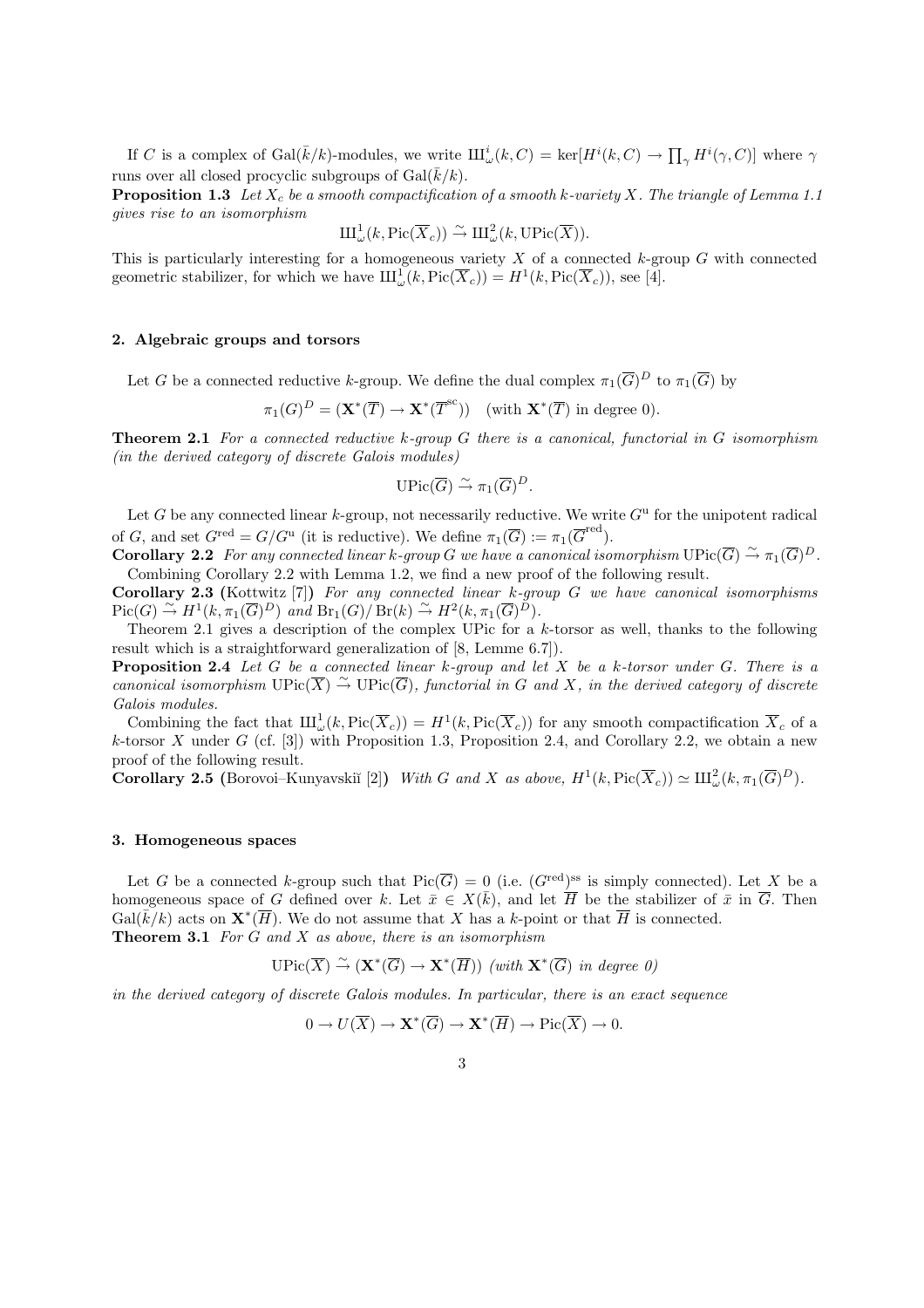If $C$ is a complex of $\mathrm{Gal}(\bar{k}/k)$-modules, we write $Ш^i_\omega(k, C) = \ker[H^i(k, C) \to \prod_\gamma H^i(\gamma, C)]$ where $\gamma$ runs over all closed procyclic subgroups of $\mathrm{Gal}(\bar{k}/k)$.

**Proposition 1.3** *Let $X_c$ be a smooth compactification of a smooth $k$-variety $X$. The triangle of Lemma 1.1 gives rise to an isomorphism*

$$Ш^1_\omega(k, \mathrm{Pic}(\overline{X}_c)) \xrightarrow{\sim} Ш^2_\omega(k, \mathrm{UPic}(\overline{X})).$$

This is particularly interesting for a homogeneous variety $X$ of a connected $k$-group $G$ with connected geometric stabilizer, for which we have $Ш^1_\omega(k, \mathrm{Pic}(\overline{X}_c)) = H^1(k, \mathrm{Pic}(\overline{X}_c))$, see [4].

## 2. Algebraic groups and torsors

Let $G$ be a connected reductive $k$-group. We define the dual complex $\pi_1(\overline{G})^D$ to $\pi_1(\overline{G})$ by

$$\pi_1(G)^D = (\mathbf{X}^*(\overline{T}) \to \mathbf{X}^*(\overline{T}^{\mathrm{sc}})) \quad (\text{with } \mathbf{X}^*(\overline{T}) \text{ in degree } 0).$$

**Theorem 2.1** *For a connected reductive $k$-group $G$ there is a canonical, functorial in $G$ isomorphism (in the derived category of discrete Galois modules)*

$$\mathrm{UPic}(\overline{G}) \xrightarrow{\sim} \pi_1(\overline{G})^D.$$

Let $G$ be any connected linear $k$-group, not necessarily reductive. We write $G^{\mathrm{u}}$ for the unipotent radical of $G$, and set $G^{\mathrm{red}} = G/G^{\mathrm{u}}$ (it is reductive). We define $\pi_1(\overline{G}) := \pi_1(\overline{G}^{\mathrm{red}})$.

**Corollary 2.2** *For any connected linear $k$-group $G$ we have a canonical isomorphism $\mathrm{UPic}(\overline{G}) \xrightarrow{\sim} \pi_1(\overline{G})^D$.*

Combining Corollary 2.2 with Lemma 1.2, we find a new proof of the following result.

**Corollary 2.3** (Kottwitz [7]) *For any connected linear $k$-group $G$ we have canonical isomorphisms $\mathrm{Pic}(G) \xrightarrow{\sim} H^1(k, \pi_1(\overline{G})^D)$ and $\mathrm{Br}_1(G)/\mathrm{Br}(k) \xrightarrow{\sim} H^2(k, \pi_1(\overline{G})^D)$.*

Theorem 2.1 gives a description of the complex UPic for a $k$-torsor as well, thanks to the following result which is a straightforward generalization of [8, Lemme 6.7]).

**Proposition 2.4** *Let $G$ be a connected linear $k$-group and let $X$ be a $k$-torsor under $G$. There is a canonical isomorphism $\mathrm{UPic}(\overline{X}) \xrightarrow{\sim} \mathrm{UPic}(\overline{G})$, functorial in $G$ and $X$, in the derived category of discrete Galois modules.*

Combining the fact that $Ш^1_\omega(k, \mathrm{Pic}(\overline{X}_c)) = H^1(k, \mathrm{Pic}(\overline{X}_c))$ for any smooth compactification $\overline{X}_c$ of a $k$-torsor $X$ under $G$ (cf. [3]) with Proposition 1.3, Proposition 2.4, and Corollary 2.2, we obtain a new proof of the following result.

**Corollary 2.5** (Borovoi–Kunyavskiĭ [2]) *With $G$ and $X$ as above, $H^1(k, \mathrm{Pic}(\overline{X}_c)) \simeq Ш^2_\omega(k, \pi_1(\overline{G})^D)$.*

## 3. Homogeneous spaces

Let $G$ be a connected $k$-group such that $\mathrm{Pic}(\overline{G}) = 0$ (i.e. $(G^{\mathrm{red}})^{\mathrm{ss}}$ is simply connected). Let $X$ be a homogeneous space of $G$ defined over $k$. Let $\bar{x} \in X(\bar{k})$, and let $\overline{H}$ be the stabilizer of $\bar{x}$ in $\overline{G}$. Then $\mathrm{Gal}(\bar{k}/k)$ acts on $\mathbf{X}^*(\overline{H})$. We do not assume that $X$ has a $k$-point or that $\overline{H}$ is connected.

**Theorem 3.1** *For $G$ and $X$ as above, there is an isomorphism*

$$\mathrm{UPic}(\overline{X}) \xrightarrow{\sim} (\mathbf{X}^*(\overline{G}) \to \mathbf{X}^*(\overline{H})) \ (\textit{with } \mathbf{X}^*(\overline{G}) \textit{ in degree } 0)$$

*in the derived category of discrete Galois modules. In particular, there is an exact sequence*

$$0 \to U(\overline{X}) \to \mathbf{X}^*(\overline{G}) \to \mathbf{X}^*(\overline{H}) \to \mathrm{Pic}(\overline{X}) \to 0.$$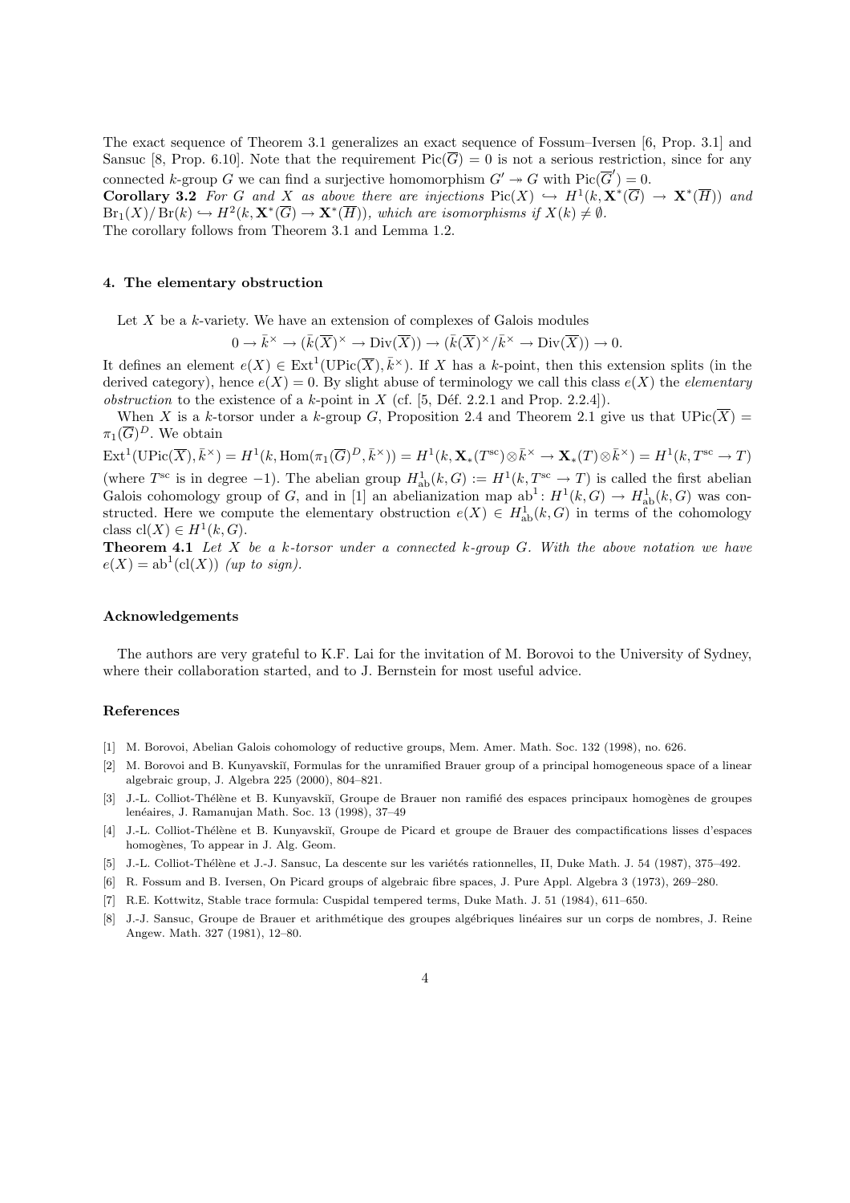The exact sequence of Theorem 3.1 generalizes an exact sequence of Fossum–Iversen [6, Prop. 3.1] and Sansuc [8, Prop. 6.10]. Note that the requirement $\mathrm{Pic}(\overline{G}) = 0$ is not a serious restriction, since for any connected $k$-group $G$ we can find a surjective homomorphism $G' \twoheadrightarrow G$ with $\mathrm{Pic}(\overline{G}') = 0$.

**Corollary 3.2** *For $G$ and $X$ as above there are injections $\mathrm{Pic}(X) \hookrightarrow H^1(k, \mathbf{X}^*(\overline{G}) \to \mathbf{X}^*(\overline{H}))$ and $\mathrm{Br}_1(X)/\mathrm{Br}(k) \hookrightarrow H^2(k, \mathbf{X}^*(\overline{G}) \to \mathbf{X}^*(\overline{H}))$, which are isomorphisms if $X(k) \neq \emptyset$.*

The corollary follows from Theorem 3.1 and Lemma 1.2.

## 4. The elementary obstruction

Let $X$ be a $k$-variety. We have an extension of complexes of Galois modules

$$0 \to \bar{k}^\times \to (\bar{k}(\overline{X})^\times \to \mathrm{Div}(\overline{X})) \to (\bar{k}(\overline{X})^\times/\bar{k}^\times \to \mathrm{Div}(\overline{X})) \to 0.$$

It defines an element $e(X) \in \mathrm{Ext}^1(\mathrm{UPic}(\overline{X}), \bar{k}^\times)$. If $X$ has a $k$-point, then this extension splits (in the derived category), hence $e(X) = 0$. By slight abuse of terminology we call this class $e(X)$ the *elementary obstruction* to the existence of a $k$-point in $X$ (cf. [5, Déf. 2.2.1 and Prop. 2.2.4]).

When $X$ is a $k$-torsor under a $k$-group $G$, Proposition 2.4 and Theorem 2.1 give us that $\mathrm{UPic}(\overline{X}) = \pi_1(\overline{G})^D$. We obtain

$$\mathrm{Ext}^1(\mathrm{UPic}(\overline{X}), \bar{k}^\times) = H^1(k, \mathrm{Hom}(\pi_1(\overline{G})^D, \bar{k}^\times)) = H^1(k, \mathbf{X}_*(T^{\mathrm{sc}}) \otimes \bar{k}^\times \to \mathbf{X}_*(T) \otimes \bar{k}^\times) = H^1(k, T^{\mathrm{sc}} \to T)$$

(where $T^{\mathrm{sc}}$ is in degree $-1$). The abelian group $H^1_{\mathrm{ab}}(k, G) := H^1(k, T^{\mathrm{sc}} \to T)$ is called the first abelian Galois cohomology group of $G$, and in [1] an abelianization map $\mathrm{ab}^1 \colon H^1(k, G) \to H^1_{\mathrm{ab}}(k, G)$ was constructed. Here we compute the elementary obstruction $e(X) \in H^1_{\mathrm{ab}}(k, G)$ in terms of the cohomology class $\mathrm{cl}(X) \in H^1(k, G)$.

**Theorem 4.1** *Let $X$ be a $k$-torsor under a connected $k$-group $G$. With the above notation we have $e(X) = \mathrm{ab}^1(\mathrm{cl}(X))$ (up to sign).*

### Acknowledgements

The authors are very grateful to K.F. Lai for the invitation of M. Borovoi to the University of Sydney, where their collaboration started, and to J. Bernstein for most useful advice.

### References

[1] M. Borovoi, Abelian Galois cohomology of reductive groups, Mem. Amer. Math. Soc. 132 (1998), no. 626.

[2] M. Borovoi and B. Kunyavskiĭ, Formulas for the unramified Brauer group of a principal homogeneous space of a linear algebraic group, J. Algebra 225 (2000), 804–821.

[3] J.-L. Colliot-Thélène et B. Kunyavskiĭ, Groupe de Brauer non ramifié des espaces principaux homogènes de groupes linéaires, J. Ramanujan Math. Soc. 13 (1998), 37–49

[4] J.-L. Colliot-Thélène et B. Kunyavskiĭ, Groupe de Picard et groupe de Brauer des compactifications lisses d'espaces homogènes, To appear in J. Alg. Geom.

[5] J.-L. Colliot-Thélène et J.-J. Sansuc, La descente sur les variétés rationnelles, II, Duke Math. J. 54 (1987), 375–492.

[6] R. Fossum and B. Iversen, On Picard groups of algebraic fibre spaces, J. Pure Appl. Algebra 3 (1973), 269–280.

[7] R.E. Kottwitz, Stable trace formula: Cuspidal tempered terms, Duke Math. J. 51 (1984), 611–650.

[8] J.-J. Sansuc, Groupe de Brauer et arithmétique des groupes algébriques linéaires sur un corps de nombres, J. Reine Angew. Math. 327 (1981), 12–80.